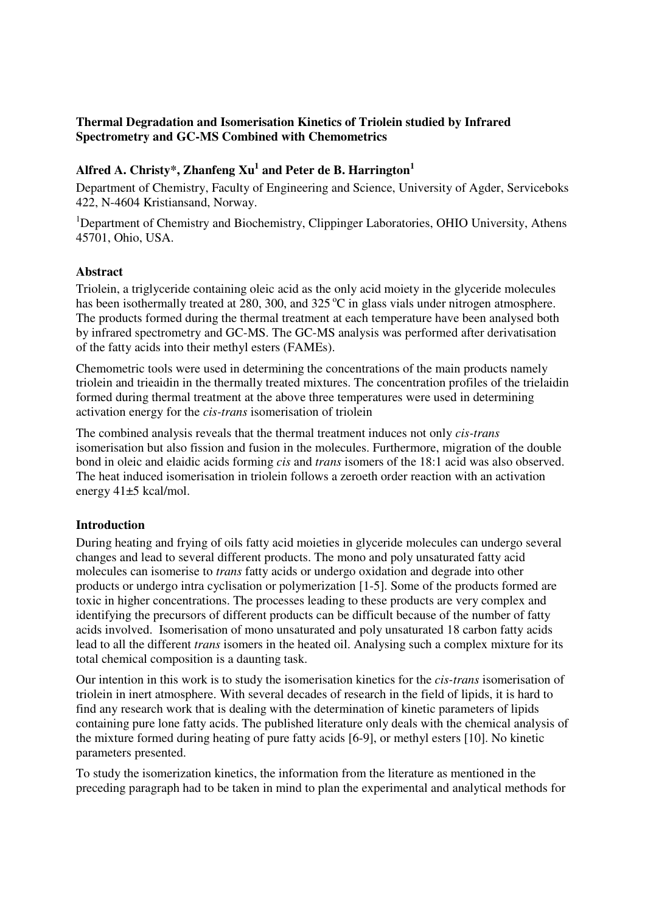**Thermal Degradation and Isomerisation Kinetics of Triolein studied by Infrared Spectrometry and GC-MS Combined with Chemometrics**

**Alfred A. Christy\*, Zhanfeng Xu[1] and Peter de B. Harrington[1]**

Department of Chemistry, Faculty of Engineering and Science, University of Agder, Serviceboks 422, N-4604 Kristiansand, Norway.

[1]Department of Chemistry and Biochemistry, Clippinger Laboratories, OHIO University, Athens 45701, Ohio, USA.

**Abstract**

Triolein, a triglyceride containing oleic acid as the only acid moiety in the glyceride molecules has been isothermally treated at 280, 300, and 325 $^{o}$C in glass vials under nitrogen atmosphere. The products formed during the thermal treatment at each temperature have been analysed both by infrared spectrometry and GC-MS. The GC-MS analysis was performed after derivatisation of the fatty acids into their methyl esters (FAMEs).

Chemometric tools were used in determining the concentrations of the main products namely triolein and trieaidin in the thermally treated mixtures. The concentration profiles of the trielaidin formed during thermal treatment at the above three temperatures were used in determining activation energy for the *cis-trans* isomerisation of triolein

The combined analysis reveals that the thermal treatment induces not only *cis-trans* isomerisation but also fission and fusion in the molecules. Furthermore, migration of the double bond in oleic and elaidic acids forming *cis* and *trans* isomers of the 18:1 acid was also observed. The heat induced isomerisation in triolein follows a zeroeth order reaction with an activation energy 41±5 kcal/mol.

**Introduction**

During heating and frying of oils fatty acid moieties in glyceride molecules can undergo several changes and lead to several different products. The mono and poly unsaturated fatty acid molecules can isomerise to *trans* fatty acids or undergo oxidation and degrade into other products or undergo intra cyclisation or polymerization [1-5]. Some of the products formed are toxic in higher concentrations. The processes leading to these products are very complex and identifying the precursors of different products can be difficult because of the number of fatty acids involved. Isomerisation of mono unsaturated and poly unsaturated 18 carbon fatty acids lead to all the different *trans* isomers in the heated oil. Analysing such a complex mixture for its total chemical composition is a daunting task.

Our intention in this work is to study the isomerisation kinetics for the *cis-trans* isomerisation of triolein in inert atmosphere. With several decades of research in the field of lipids, it is hard to find any research work that is dealing with the determination of kinetic parameters of lipids containing pure lone fatty acids. The published literature only deals with the chemical analysis of the mixture formed during heating of pure fatty acids [6-9], or methyl esters [10]. No kinetic parameters presented.

To study the isomerization kinetics, the information from the literature as mentioned in the preceding paragraph had to be taken in mind to plan the experimental and analytical methods for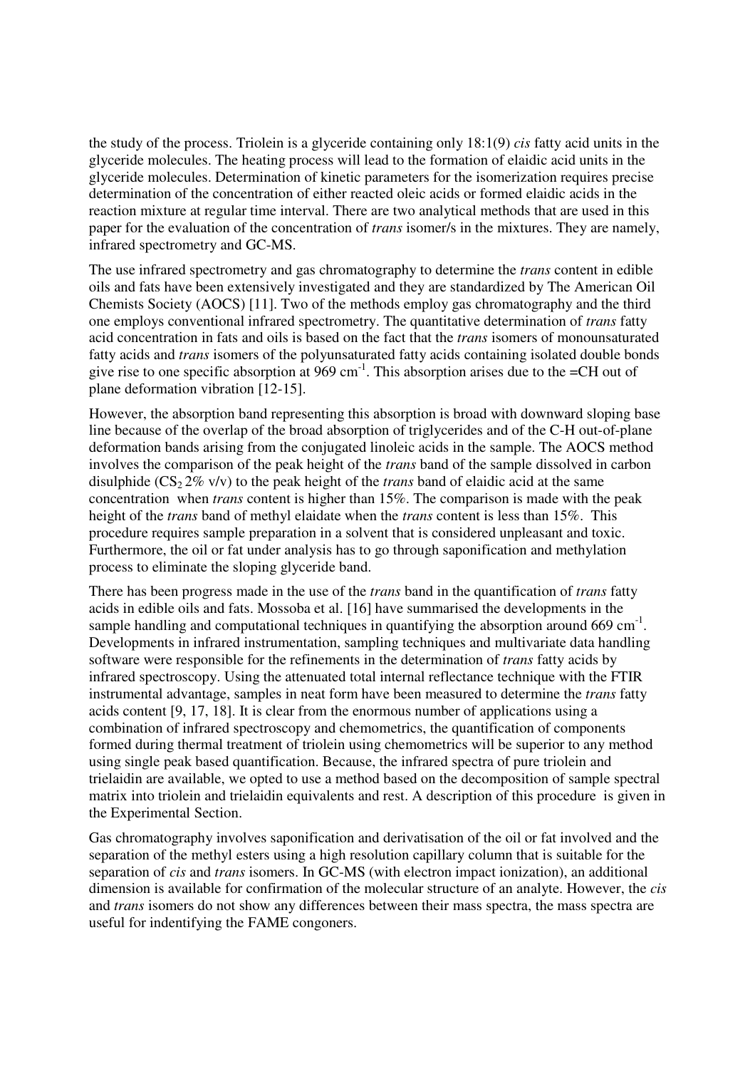the study of the process. Triolein is a glyceride containing only 18:1(9) *cis* fatty acid units in the glyceride molecules. The heating process will lead to the formation of elaidic acid units in the glyceride molecules. Determination of kinetic parameters for the isomerization requires precise determination of the concentration of either reacted oleic acids or formed elaidic acids in the reaction mixture at regular time interval. There are two analytical methods that are used in this paper for the evaluation of the concentration of *trans* isomer/s in the mixtures. They are namely, infrared spectrometry and GC-MS.

The use infrared spectrometry and gas chromatography to determine the *trans* content in edible oils and fats have been extensively investigated and they are standardized by The American Oil Chemists Society (AOCS) [11]. Two of the methods employ gas chromatography and the third one employs conventional infrared spectrometry. The quantitative determination of *trans* fatty acid concentration in fats and oils is based on the fact that the *trans* isomers of monounsaturated fatty acids and *trans* isomers of the polyunsaturated fatty acids containing isolated double bonds give rise to one specific absorption at 969 $cm^{-1}$. This absorption arises due to the =CH out of plane deformation vibration [12-15].

However, the absorption band representing this absorption is broad with downward sloping base line because of the overlap of the broad absorption of triglycerides and of the C-H out-of-plane deformation bands arising from the conjugated linoleic acids in the sample. The AOCS method involves the comparison of the peak height of the *trans* band of the sample dissolved in carbon disulphide ($CS_2$ 2% v/v) to the peak height of the *trans* band of elaidic acid at the same concentration when *trans* content is higher than 15%. The comparison is made with the peak height of the *trans* band of methyl elaidate when the *trans* content is less than 15%. This procedure requires sample preparation in a solvent that is considered unpleasant and toxic. Furthermore, the oil or fat under analysis has to go through saponification and methylation process to eliminate the sloping glyceride band.

There has been progress made in the use of the *trans* band in the quantification of *trans* fatty acids in edible oils and fats. Mossoba et al. [16] have summarised the developments in the sample handling and computational techniques in quantifying the absorption around 669 $cm^{-1}$. Developments in infrared instrumentation, sampling techniques and multivariate data handling software were responsible for the refinements in the determination of *trans* fatty acids by infrared spectroscopy. Using the attenuated total internal reflectance technique with the FTIR instrumental advantage, samples in neat form have been measured to determine the *trans* fatty acids content [9, 17, 18]. It is clear from the enormous number of applications using a combination of infrared spectroscopy and chemometrics, the quantification of components formed during thermal treatment of triolein using chemometrics will be superior to any method using single peak based quantification. Because, the infrared spectra of pure triolein and trielaidin are available, we opted to use a method based on the decomposition of sample spectral matrix into triolein and trielaidin equivalents and rest. A description of this procedure is given in the Experimental Section.

Gas chromatography involves saponification and derivatisation of the oil or fat involved and the separation of the methyl esters using a high resolution capillary column that is suitable for the separation of *cis* and *trans* isomers. In GC-MS (with electron impact ionization), an additional dimension is available for confirmation of the molecular structure of an analyte. However, the *cis* and *trans* isomers do not show any differences between their mass spectra, the mass spectra are useful for indentifying the FAME congoners.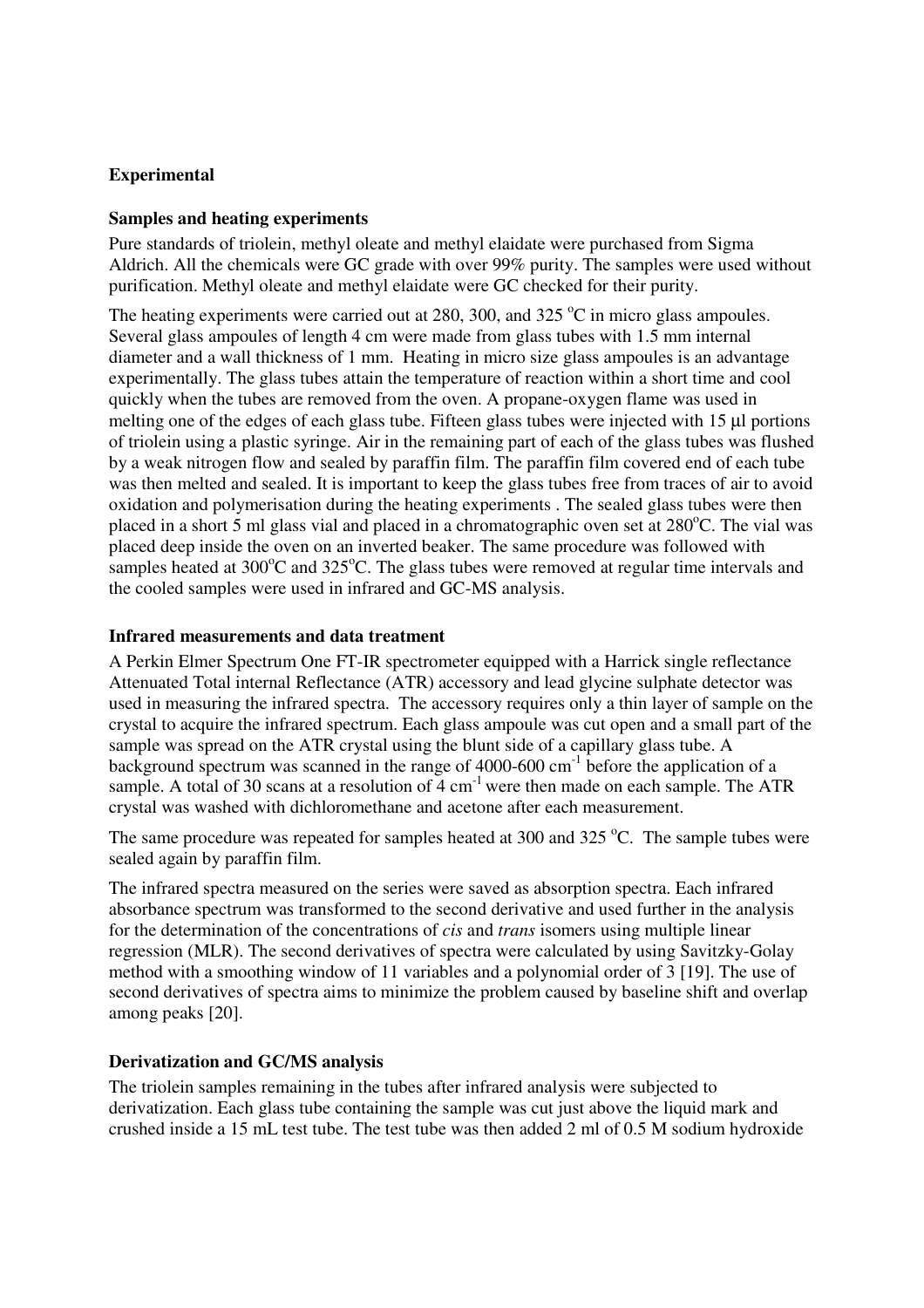**Experimental**

**Samples and heating experiments**

Pure standards of triolein, methyl oleate and methyl elaidate were purchased from Sigma Aldrich. All the chemicals were GC grade with over 99% purity. The samples were used without purification. Methyl oleate and methyl elaidate were GC checked for their purity.

The heating experiments were carried out at 280, 300, and 325 $^{o}$C in micro glass ampoules. Several glass ampoules of length 4 cm were made from glass tubes with 1.5 mm internal diameter and a wall thickness of 1 mm. Heating in micro size glass ampoules is an advantage experimentally. The glass tubes attain the temperature of reaction within a short time and cool quickly when the tubes are removed from the oven. A propane-oxygen flame was used in melting one of the edges of each glass tube. Fifteen glass tubes were injected with 15 µl portions of triolein using a plastic syringe. Air in the remaining part of each of the glass tubes was flushed by a weak nitrogen flow and sealed by paraffin film. The paraffin film covered end of each tube was then melted and sealed. It is important to keep the glass tubes free from traces of air to avoid oxidation and polymerisation during the heating experiments . The sealed glass tubes were then placed in a short 5 ml glass vial and placed in a chromatographic oven set at 280$^{o}$C. The vial was placed deep inside the oven on an inverted beaker. The same procedure was followed with samples heated at 300$^{o}$C and 325$^{o}$C. The glass tubes were removed at regular time intervals and the cooled samples were used in infrared and GC-MS analysis.

**Infrared measurements and data treatment**

A Perkin Elmer Spectrum One FT-IR spectrometer equipped with a Harrick single reflectance Attenuated Total internal Reflectance (ATR) accessory and lead glycine sulphate detector was used in measuring the infrared spectra. The accessory requires only a thin layer of sample on the crystal to acquire the infrared spectrum. Each glass ampoule was cut open and a small part of the sample was spread on the ATR crystal using the blunt side of a capillary glass tube. A background spectrum was scanned in the range of 4000-600 cm$^{-1}$ before the application of a sample. A total of 30 scans at a resolution of 4 cm$^{-1}$ were then made on each sample. The ATR crystal was washed with dichloromethane and acetone after each measurement.

The same procedure was repeated for samples heated at 300 and 325 $^{o}$C. The sample tubes were sealed again by paraffin film.

The infrared spectra measured on the series were saved as absorption spectra. Each infrared absorbance spectrum was transformed to the second derivative and used further in the analysis for the determination of the concentrations of *cis* and *trans* isomers using multiple linear regression (MLR). The second derivatives of spectra were calculated by using Savitzky-Golay method with a smoothing window of 11 variables and a polynomial order of 3 [19]. The use of second derivatives of spectra aims to minimize the problem caused by baseline shift and overlap among peaks [20].

**Derivatization and GC/MS analysis**

The triolein samples remaining in the tubes after infrared analysis were subjected to derivatization. Each glass tube containing the sample was cut just above the liquid mark and crushed inside a 15 mL test tube. The test tube was then added 2 ml of 0.5 M sodium hydroxide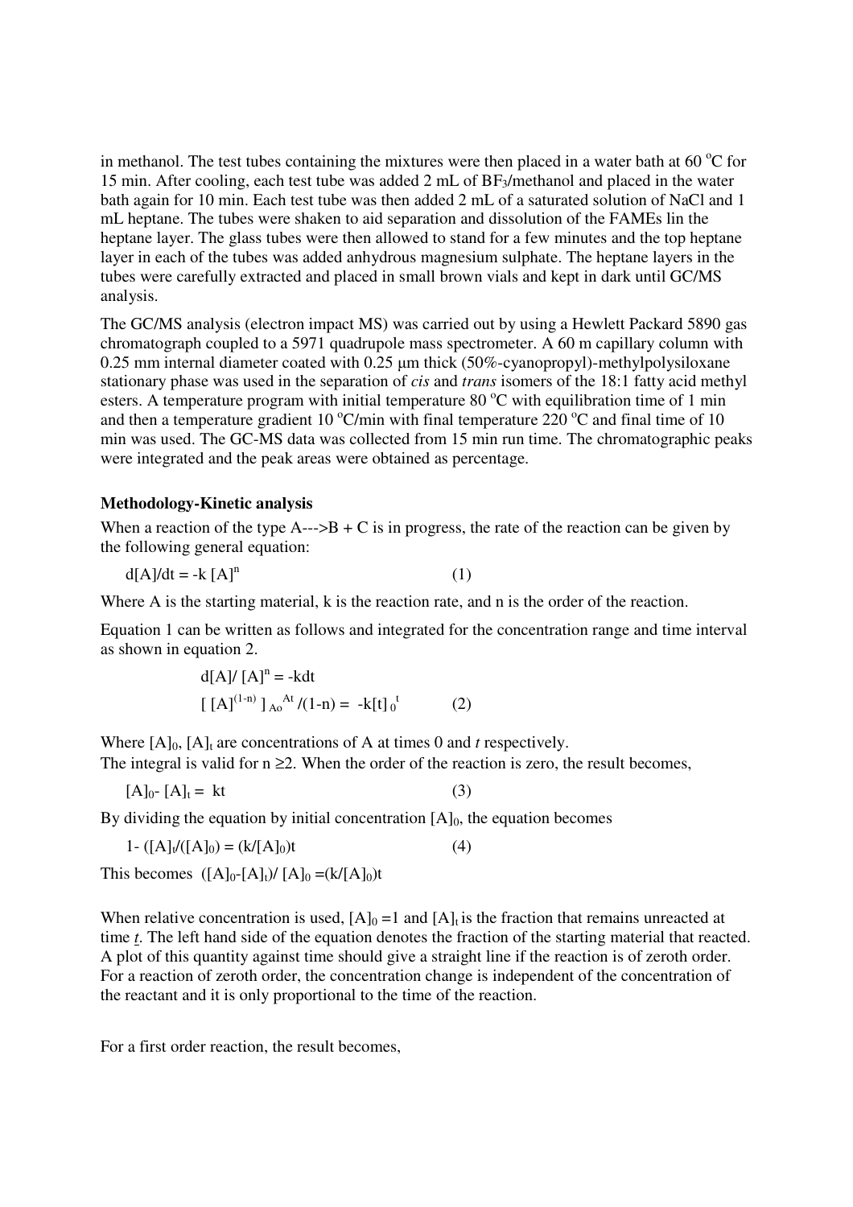in methanol. The test tubes containing the mixtures were then placed in a water bath at 60 °C for 15 min. After cooling, each test tube was added 2 mL of $BF_3$/methanol and placed in the water bath again for 10 min. Each test tube was then added 2 mL of a saturated solution of NaCl and 1 mL heptane. The tubes were shaken to aid separation and dissolution of the FAMEs lin the heptane layer. The glass tubes were then allowed to stand for a few minutes and the top heptane layer in each of the tubes was added anhydrous magnesium sulphate. The heptane layers in the tubes were carefully extracted and placed in small brown vials and kept in dark until GC/MS analysis.

The GC/MS analysis (electron impact MS) was carried out by using a Hewlett Packard 5890 gas chromatograph coupled to a 5971 quadrupole mass spectrometer. A 60 m capillary column with 0.25 mm internal diameter coated with 0.25 µm thick (50%-cyanopropyl)-methylpolysiloxane stationary phase was used in the separation of *cis* and *trans* isomers of the 18:1 fatty acid methyl esters. A temperature program with initial temperature 80 °C with equilibration time of 1 min and then a temperature gradient 10 °C/min with final temperature 220 °C and final time of 10 min was used. The GC-MS data was collected from 15 min run time. The chromatographic peaks were integrated and the peak areas were obtained as percentage.

**Methodology-Kinetic analysis**

When a reaction of the type A--->B + C is in progress, the rate of the reaction can be given by the following general equation:

$$d[A]/dt = -k\,[A]^n \qquad (1)$$

Where A is the starting material, k is the reaction rate, and n is the order of the reaction.

Equation 1 can be written as follows and integrated for the concentration range and time interval as shown in equation 2.

$$d[A]/\,[A]^n = -kdt$$

$$\left[\,[A]^{(1-n)}\,\right]_{Ao}^{At} /(1-n) = -k[t]_0^t \qquad (2)$$

Where $[A]_0$, $[A]_t$ are concentrations of A at times 0 and *t* respectively.
The integral is valid for n ≥2. When the order of the reaction is zero, the result becomes,

$$[A]_0 - [A]_t = kt \qquad (3)$$

By dividing the equation by initial concentration $[A]_0$, the equation becomes

$$1 - ([A]_t/([A]_0) = (k/[A]_0)t \qquad (4)$$

This becomes $([A]_0-[A]_t)/\,[A]_0 = (k/[A]_0)t$

When relative concentration is used, $[A]_0 = 1$ and $[A]_t$ is the fraction that remains unreacted at time *t*. The left hand side of the equation denotes the fraction of the starting material that reacted. A plot of this quantity against time should give a straight line if the reaction is of zeroth order. For a reaction of zeroth order, the concentration change is independent of the concentration of the reactant and it is only proportional to the time of the reaction.

For a first order reaction, the result becomes,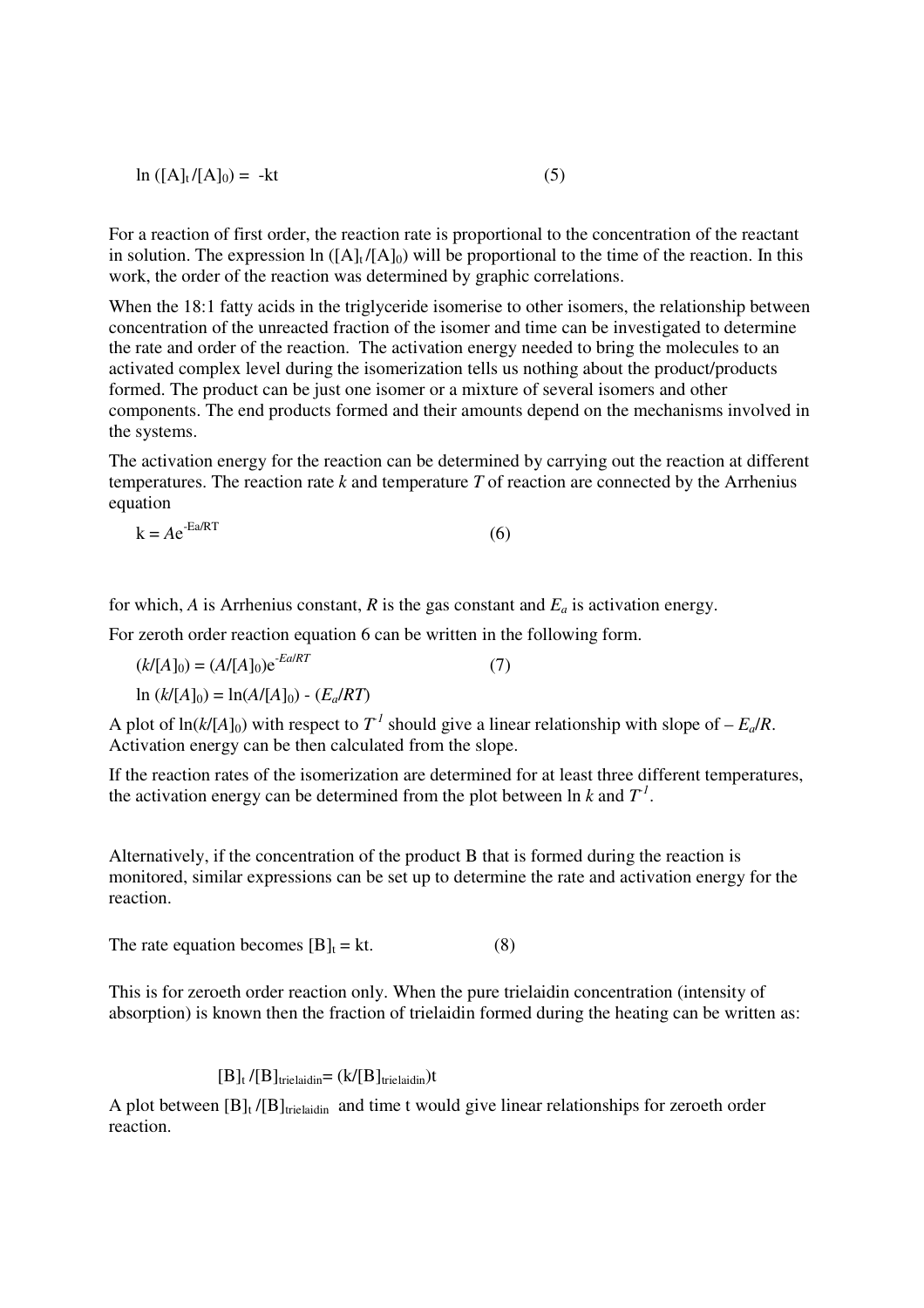$$\ln([A]_t/[A]_0) = -kt \qquad (5)$$

For a reaction of first order, the reaction rate is proportional to the concentration of the reactant in solution. The expression $\ln([A]_t/[A]_0)$ will be proportional to the time of the reaction. In this work, the order of the reaction was determined by graphic correlations.

When the 18:1 fatty acids in the triglyceride isomerise to other isomers, the relationship between concentration of the unreacted fraction of the isomer and time can be investigated to determine the rate and order of the reaction. The activation energy needed to bring the molecules to an activated complex level during the isomerization tells us nothing about the product/products formed. The product can be just one isomer or a mixture of several isomers and other components. The end products formed and their amounts depend on the mechanisms involved in the systems.

The activation energy for the reaction can be determined by carrying out the reaction at different temperatures. The reaction rate $k$ and temperature $T$ of reaction are connected by the Arrhenius equation

$$k = Ae^{-Ea/RT} \qquad (6)$$

for which, $A$ is Arrhenius constant, $R$ is the gas constant and $E_a$ is activation energy.

For zeroth order reaction equation 6 can be written in the following form.

$$(k/[A]_0) = (A/[A]_0)e^{-Ea/RT} \qquad (7)$$

$$\ln(k/[A]_0) = \ln(A/[A]_0) - (E_a/RT)$$

A plot of $\ln(k/[A]_0)$ with respect to $T^{-1}$ should give a linear relationship with slope of $-E_a/R$. Activation energy can be then calculated from the slope.

If the reaction rates of the isomerization are determined for at least three different temperatures, the activation energy can be determined from the plot between $\ln k$ and $T^{-1}$.

Alternatively, if the concentration of the product B that is formed during the reaction is monitored, similar expressions can be set up to determine the rate and activation energy for the reaction.

The rate equation becomes $[B]_t = kt$. (8)

This is for zeroeth order reaction only. When the pure trielaidin concentration (intensity of absorption) is known then the fraction of trielaidin formed during the heating can be written as:

$$[B]_t/[B]_{trielaidin} = (k/[B]_{trielaidin})t$$

A plot between $[B]_t/[B]_{trielaidin}$ and time t would give linear relationships for zeroeth order reaction.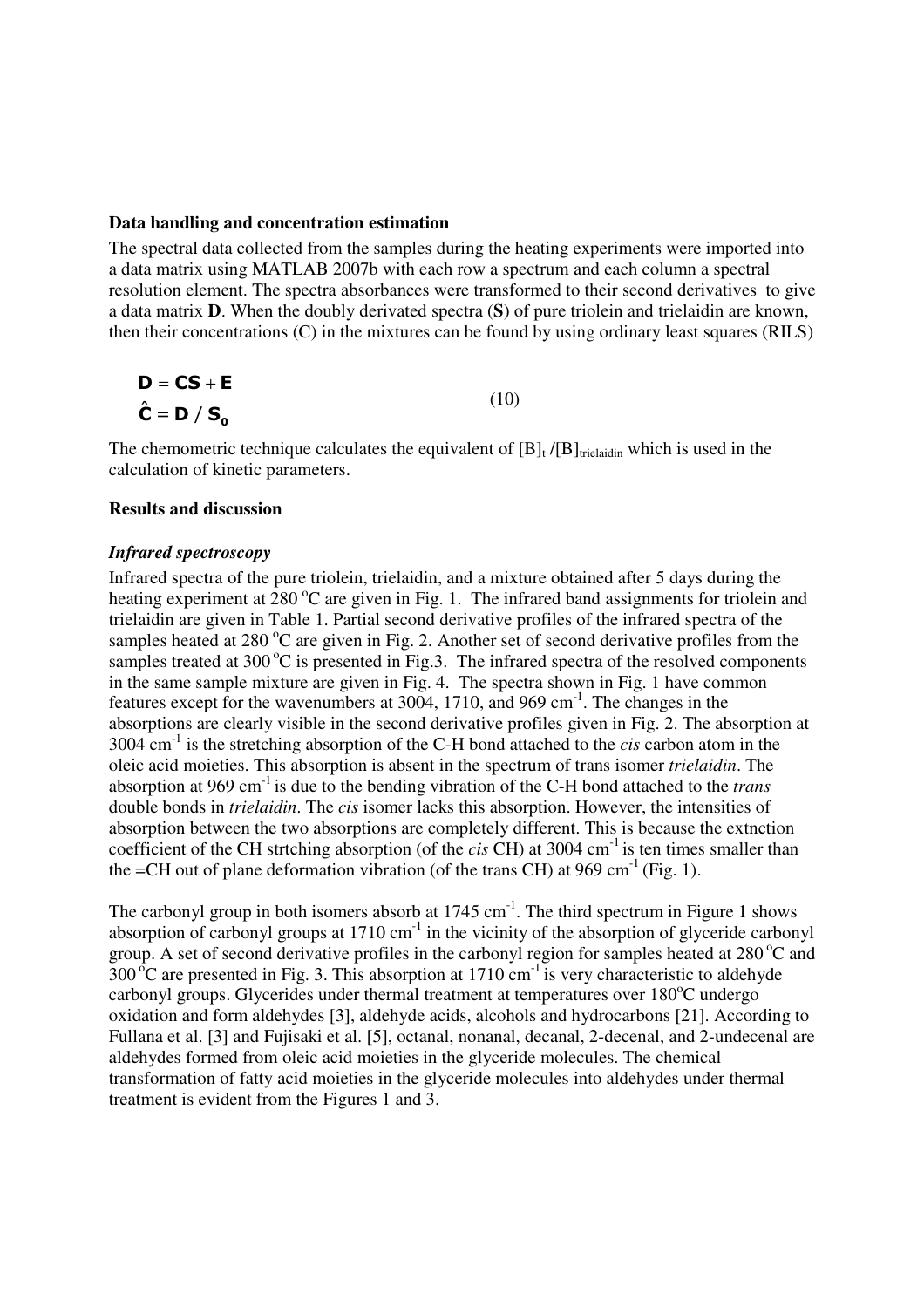**Data handling and concentration estimation**

The spectral data collected from the samples during the heating experiments were imported into a data matrix using MATLAB 2007b with each row a spectrum and each column a spectral resolution element. The spectra absorbances were transformed to their second derivatives to give a data matrix **D**. When the doubly derivated spectra (**S**) of pure triolein and trielaidin are known, then their concentrations (C) in the mixtures can be found by using ordinary least squares (RILS)

$$\mathbf{D} = \mathbf{CS} + \mathbf{E}$$
$$\hat{\mathbf{C}} = \mathbf{D} / \mathbf{S_0} \qquad (10)$$

The chemometric technique calculates the equivalent of $[B]_t / [B]_{trielaidin}$ which is used in the calculation of kinetic parameters.

**Results and discussion**

***Infrared spectroscopy***

Infrared spectra of the pure triolein, trielaidin, and a mixture obtained after 5 days during the heating experiment at 280 °C are given in Fig. 1. The infrared band assignments for triolein and trielaidin are given in Table 1. Partial second derivative profiles of the infrared spectra of the samples heated at 280 °C are given in Fig. 2. Another set of second derivative profiles from the samples treated at 300 °C is presented in Fig.3. The infrared spectra of the resolved components in the same sample mixture are given in Fig. 4. The spectra shown in Fig. 1 have common features except for the wavenumbers at 3004, 1710, and 969 $cm^{-1}$. The changes in the absorptions are clearly visible in the second derivative profiles given in Fig. 2. The absorption at 3004 $cm^{-1}$ is the stretching absorption of the C-H bond attached to the *cis* carbon atom in the oleic acid moieties. This absorption is absent in the spectrum of trans isomer *trielaidin*. The absorption at 969 $cm^{-1}$ is due to the bending vibration of the C-H bond attached to the *trans* double bonds in *trielaidin*. The *cis* isomer lacks this absorption. However, the intensities of absorption between the two absorptions are completely different. This is because the extnction coefficient of the CH strtching absorption (of the *cis* CH) at 3004 $cm^{-1}$ is ten times smaller than the =CH out of plane deformation vibration (of the trans CH) at 969 $cm^{-1}$ (Fig. 1).

The carbonyl group in both isomers absorb at 1745 $cm^{-1}$. The third spectrum in Figure 1 shows absorption of carbonyl groups at 1710 $cm^{-1}$ in the vicinity of the absorption of glyceride carbonyl group. A set of second derivative profiles in the carbonyl region for samples heated at 280 °C and 300 °C are presented in Fig. 3. This absorption at 1710 $cm^{-1}$ is very characteristic to aldehyde carbonyl groups. Glycerides under thermal treatment at temperatures over 180°C undergo oxidation and form aldehydes [3], aldehyde acids, alcohols and hydrocarbons [21]. According to Fullana et al. [3] and Fujisaki et al. [5], octanal, nonanal, decanal, 2-decenal, and 2-undecenal are aldehydes formed from oleic acid moieties in the glyceride molecules. The chemical transformation of fatty acid moieties in the glyceride molecules into aldehydes under thermal treatment is evident from the Figures 1 and 3.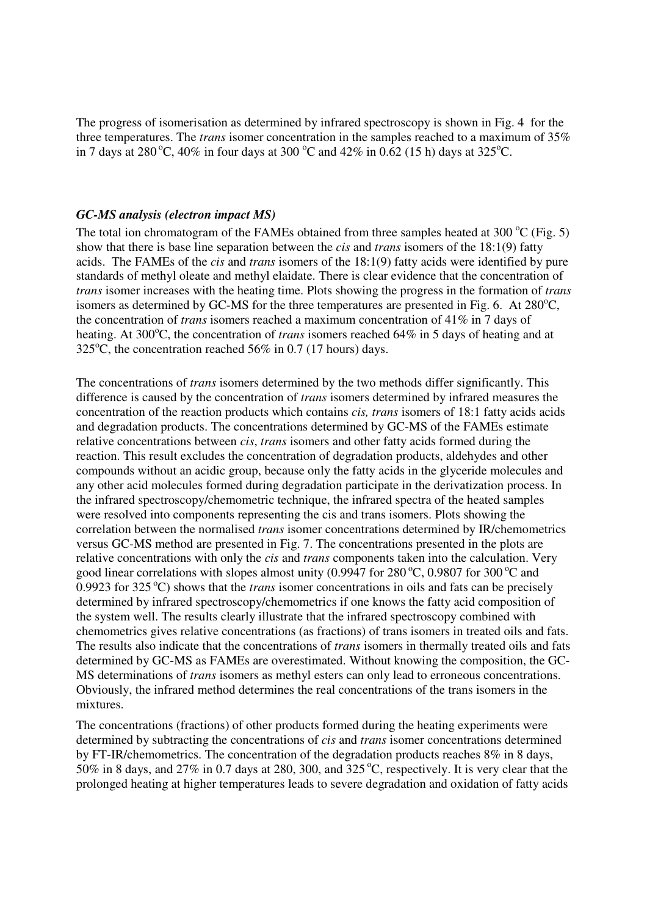The progress of isomerisation as determined by infrared spectroscopy is shown in Fig. 4 for the three temperatures. The *trans* isomer concentration in the samples reached to a maximum of 35% in 7 days at 280 $^{o}$C, 40% in four days at 300 $^{o}$C and 42% in 0.62 (15 h) days at 325$^{o}$C.

### *GC-MS analysis (electron impact MS)*

The total ion chromatogram of the FAMEs obtained from three samples heated at 300 $^{o}$C (Fig. 5) show that there is base line separation between the *cis* and *trans* isomers of the 18:1(9) fatty acids. The FAMEs of the *cis* and *trans* isomers of the 18:1(9) fatty acids were identified by pure standards of methyl oleate and methyl elaidate. There is clear evidence that the concentration of *trans* isomer increases with the heating time. Plots showing the progress in the formation of *trans* isomers as determined by GC-MS for the three temperatures are presented in Fig. 6. At 280$^{o}$C, the concentration of *trans* isomers reached a maximum concentration of 41% in 7 days of heating. At 300$^{o}$C, the concentration of *trans* isomers reached 64% in 5 days of heating and at 325$^{o}$C, the concentration reached 56% in 0.7 (17 hours) days.

The concentrations of *trans* isomers determined by the two methods differ significantly. This difference is caused by the concentration of *trans* isomers determined by infrared measures the concentration of the reaction products which contains *cis, trans* isomers of 18:1 fatty acids acids and degradation products. The concentrations determined by GC-MS of the FAMEs estimate relative concentrations between *cis*, *trans* isomers and other fatty acids formed during the reaction. This result excludes the concentration of degradation products, aldehydes and other compounds without an acidic group, because only the fatty acids in the glyceride molecules and any other acid molecules formed during degradation participate in the derivatization process. In the infrared spectroscopy/chemometric technique, the infrared spectra of the heated samples were resolved into components representing the cis and trans isomers. Plots showing the correlation between the normalised *trans* isomer concentrations determined by IR/chemometrics versus GC-MS method are presented in Fig. 7. The concentrations presented in the plots are relative concentrations with only the *cis* and *trans* components taken into the calculation. Very good linear correlations with slopes almost unity (0.9947 for 280 $^{o}$C, 0.9807 for 300 $^{o}$C and 0.9923 for 325 $^{o}$C) shows that the *trans* isomer concentrations in oils and fats can be precisely determined by infrared spectroscopy/chemometrics if one knows the fatty acid composition of the system well. The results clearly illustrate that the infrared spectroscopy combined with chemometrics gives relative concentrations (as fractions) of trans isomers in treated oils and fats. The results also indicate that the concentrations of *trans* isomers in thermally treated oils and fats determined by GC-MS as FAMEs are overestimated. Without knowing the composition, the GC-MS determinations of *trans* isomers as methyl esters can only lead to erroneous concentrations. Obviously, the infrared method determines the real concentrations of the trans isomers in the mixtures.

The concentrations (fractions) of other products formed during the heating experiments were determined by subtracting the concentrations of *cis* and *trans* isomer concentrations determined by FT-IR/chemometrics. The concentration of the degradation products reaches 8% in 8 days, 50% in 8 days, and 27% in 0.7 days at 280, 300, and 325 $^{o}$C, respectively. It is very clear that the prolonged heating at higher temperatures leads to severe degradation and oxidation of fatty acids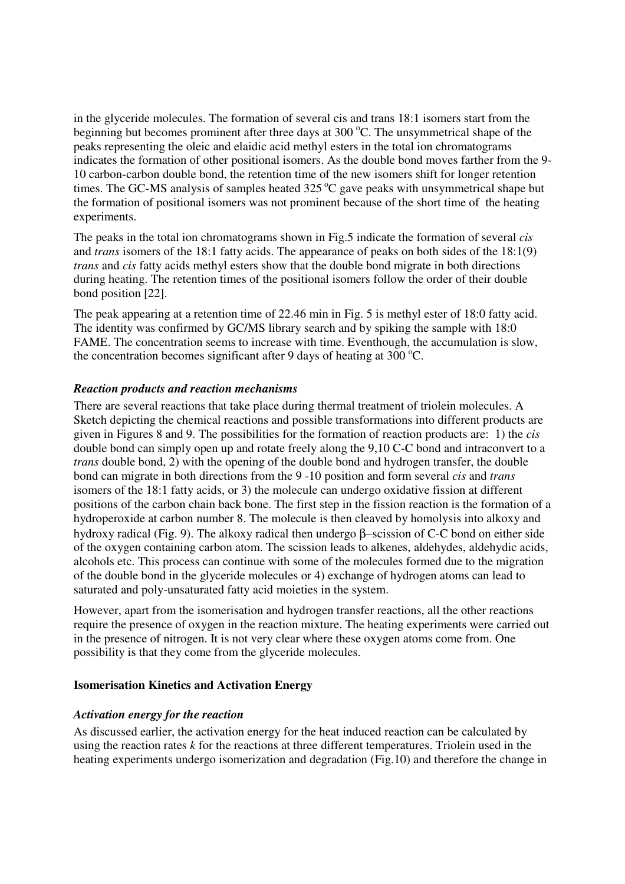in the glyceride molecules. The formation of several cis and trans 18:1 isomers start from the beginning but becomes prominent after three days at 300 $^{o}$C. The unsymmetrical shape of the peaks representing the oleic and elaidic acid methyl esters in the total ion chromatograms indicates the formation of other positional isomers. As the double bond moves farther from the 9-10 carbon-carbon double bond, the retention time of the new isomers shift for longer retention times. The GC-MS analysis of samples heated 325 $^{o}$C gave peaks with unsymmetrical shape but the formation of positional isomers was not prominent because of the short time of the heating experiments.

The peaks in the total ion chromatograms shown in Fig.5 indicate the formation of several *cis* and *trans* isomers of the 18:1 fatty acids. The appearance of peaks on both sides of the 18:1(9) *trans* and *cis* fatty acids methyl esters show that the double bond migrate in both directions during heating. The retention times of the positional isomers follow the order of their double bond position [22].

The peak appearing at a retention time of 22.46 min in Fig. 5 is methyl ester of 18:0 fatty acid. The identity was confirmed by GC/MS library search and by spiking the sample with 18:0 FAME. The concentration seems to increase with time. Eventhough, the accumulation is slow, the concentration becomes significant after 9 days of heating at 300 $^{o}$C.

***Reaction products and reaction mechanisms***

There are several reactions that take place during thermal treatment of triolein molecules. A Sketch depicting the chemical reactions and possible transformations into different products are given in Figures 8 and 9. The possibilities for the formation of reaction products are: 1) the *cis* double bond can simply open up and rotate freely along the 9,10 C-C bond and intraconvert to a *trans* double bond, 2) with the opening of the double bond and hydrogen transfer, the double bond can migrate in both directions from the 9 -10 position and form several *cis* and *trans* isomers of the 18:1 fatty acids, or 3) the molecule can undergo oxidative fission at different positions of the carbon chain back bone. The first step in the fission reaction is the formation of a hydroperoxide at carbon number 8. The molecule is then cleaved by homolysis into alkoxy and hydroxy radical (Fig. 9). The alkoxy radical then undergo β–scission of C-C bond on either side of the oxygen containing carbon atom. The scission leads to alkenes, aldehydes, aldehydic acids, alcohols etc. This process can continue with some of the molecules formed due to the migration of the double bond in the glyceride molecules or 4) exchange of hydrogen atoms can lead to saturated and poly-unsaturated fatty acid moieties in the system.

However, apart from the isomerisation and hydrogen transfer reactions, all the other reactions require the presence of oxygen in the reaction mixture. The heating experiments were carried out in the presence of nitrogen. It is not very clear where these oxygen atoms come from. One possibility is that they come from the glyceride molecules.

## Isomerisation Kinetics and Activation Energy

***Activation energy for the reaction***

As discussed earlier, the activation energy for the heat induced reaction can be calculated by using the reaction rates $k$ for the reactions at three different temperatures. Triolein used in the heating experiments undergo isomerization and degradation (Fig.10) and therefore the change in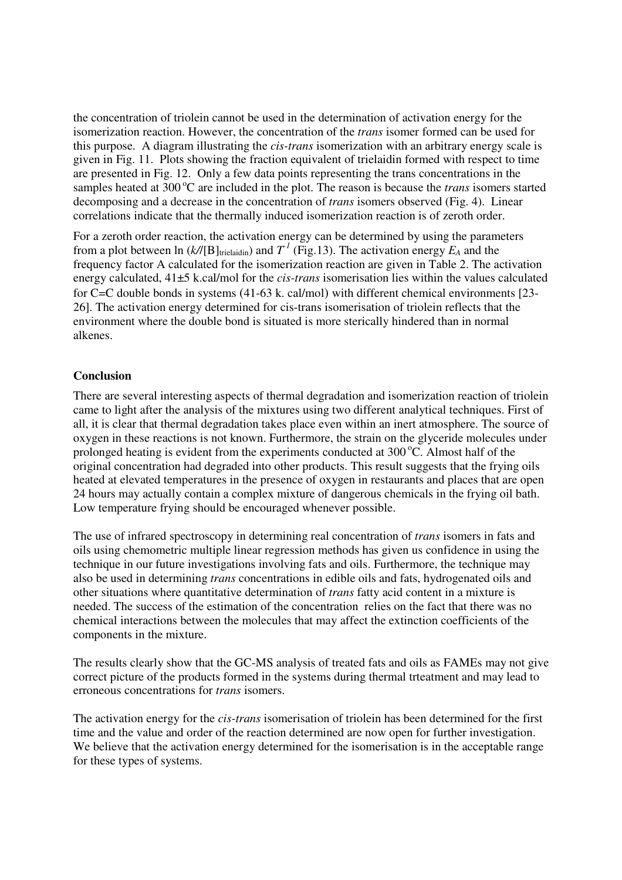the concentration of triolein cannot be used in the determination of activation energy for the isomerization reaction. However, the concentration of the *trans* isomer formed can be used for this purpose. A diagram illustrating the *cis-trans* isomerization with an arbitrary energy scale is given in Fig. 11. Plots showing the fraction equivalent of trielaidin formed with respect to time are presented in Fig. 12. Only a few data points representing the trans concentrations in the samples heated at 300 °C are included in the plot. The reason is because the *trans* isomers started decomposing and a decrease in the concentration of *trans* isomers observed (Fig. 4). Linear correlations indicate that the thermally induced isomerization reaction is of zeroth order.

For a zeroth order reaction, the activation energy can be determined by using the parameters from a plot between ln ($k$/[B]$_{trielaidin}$) and $T^{-1}$ (Fig.13). The activation energy $E_A$ and the frequency factor A calculated for the isomerization reaction are given in Table 2. The activation energy calculated, 41±5 k.cal/mol for the *cis-trans* isomerisation lies within the values calculated for C=C double bonds in systems (41-63 k. cal/mol) with different chemical environments [23-26]. The activation energy determined for cis-trans isomerisation of triolein reflects that the environment where the double bond is situated is more sterically hindered than in normal alkenes.

## Conclusion

There are several interesting aspects of thermal degradation and isomerization reaction of triolein came to light after the analysis of the mixtures using two different analytical techniques. First of all, it is clear that thermal degradation takes place even within an inert atmosphere. The source of oxygen in these reactions is not known. Furthermore, the strain on the glyceride molecules under prolonged heating is evident from the experiments conducted at 300 °C. Almost half of the original concentration had degraded into other products. This result suggests that the frying oils heated at elevated temperatures in the presence of oxygen in restaurants and places that are open 24 hours may actually contain a complex mixture of dangerous chemicals in the frying oil bath. Low temperature frying should be encouraged whenever possible.

The use of infrared spectroscopy in determining real concentration of *trans* isomers in fats and oils using chemometric multiple linear regression methods has given us confidence in using the technique in our future investigations involving fats and oils. Furthermore, the technique may also be used in determining *trans* concentrations in edible oils and fats, hydrogenated oils and other situations where quantitative determination of *trans* fatty acid content in a mixture is needed. The success of the estimation of the concentration relies on the fact that there was no chemical interactions between the molecules that may affect the extinction coefficients of the components in the mixture.

The results clearly show that the GC-MS analysis of treated fats and oils as FAMEs may not give correct picture of the products formed in the systems during thermal trteatment and may lead to erroneous concentrations for *trans* isomers.

The activation energy for the *cis-trans* isomerisation of triolein has been determined for the first time and the value and order of the reaction determined are now open for further investigation. We believe that the activation energy determined for the isomerisation is in the acceptable range for these types of systems.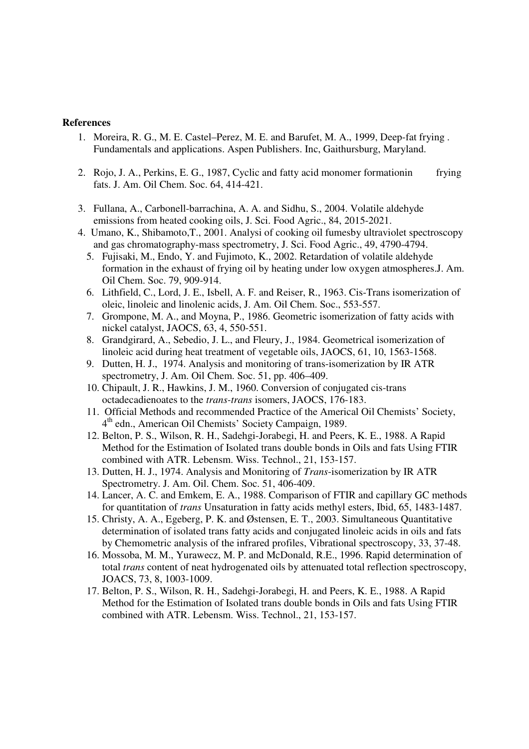**References**

1. Moreira, R. G., M. E. Castel–Perez, M. E. and Barufet, M. A., 1999, Deep-fat frying . Fundamentals and applications. Aspen Publishers. Inc, Gaithursburg, Maryland.

2. Rojo, J. A., Perkins, E. G., 1987, Cyclic and fatty acid monomer formationin frying fats. J. Am. Oil Chem. Soc. 64, 414-421.

3. Fullana, A., Carbonell-barrachina, A. A. and Sidhu, S., 2004. Volatile aldehyde emissions from heated cooking oils, J. Sci. Food Agric., 84, 2015-2021.
4. Umano, K., Shibamoto,T., 2001. Analysi of cooking oil fumesby ultraviolet spectroscopy and gas chromatography-mass spectrometry, J. Sci. Food Agric., 49, 4790-4794.
5. Fujisaki, M., Endo, Y. and Fujimoto, K., 2002. Retardation of volatile aldehyde formation in the exhaust of frying oil by heating under low oxygen atmospheres.J. Am. Oil Chem. Soc. 79, 909-914.
6. Lithfield, C., Lord, J. E., Isbell, A. F. and Reiser, R., 1963. Cis-Trans isomerization of oleic, linoleic and linolenic acids, J. Am. Oil Chem. Soc., 553-557.
7. Grompone, M. A., and Moyna, P., 1986. Geometric isomerization of fatty acids with nickel catalyst, JAOCS, 63, 4, 550-551.
8. Grandgirard, A., Sebedio, J. L., and Fleury, J., 1984. Geometrical isomerization of linoleic acid during heat treatment of vegetable oils, JAOCS, 61, 10, 1563-1568.
9. Dutten, H. J., 1974. Analysis and monitoring of trans-isomerization by IR ATR spectrometry, J. Am. Oil Chem. Soc. 51, pp. 406–409.
10. Chipault, J. R., Hawkins, J. M., 1960. Conversion of conjugated cis-trans octadecadienoates to the *trans-trans* isomers, JAOCS, 176-183.
11. Official Methods and recommended Practice of the Americal Oil Chemists' Society, 4th edn., American Oil Chemists' Society Campaign, 1989.
12. Belton, P. S., Wilson, R. H., Sadehgi-Jorabegi, H. and Peers, K. E., 1988. A Rapid Method for the Estimation of Isolated trans double bonds in Oils and fats Using FTIR combined with ATR. Lebensm. Wiss. Technol., 21, 153-157.
13. Dutten, H. J., 1974. Analysis and Monitoring of *Trans*-isomerization by IR ATR Spectrometry. J. Am. Oil. Chem. Soc. 51, 406-409.
14. Lancer, A. C. and Emkem, E. A., 1988. Comparison of FTIR and capillary GC methods for quantitation of *trans* Unsaturation in fatty acids methyl esters, Ibid, 65, 1483-1487.
15. Christy, A. A., Egeberg, P. K. and Østensen, E. T., 2003. Simultaneous Quantitative determination of isolated trans fatty acids and conjugated linoleic acids in oils and fats by Chemometric analysis of the infrared profiles, Vibrational spectroscopy, 33, 37-48.
16. Mossoba, M. M., Yurawecz, M. P. and McDonald, R.E., 1996. Rapid determination of total *trans* content of neat hydrogenated oils by attenuated total reflection spectroscopy, JOACS, 73, 8, 1003-1009.
17. Belton, P. S., Wilson, R. H., Sadehgi-Jorabegi, H. and Peers, K. E., 1988. A Rapid Method for the Estimation of Isolated trans double bonds in Oils and fats Using FTIR combined with ATR. Lebensm. Wiss. Technol., 21, 153-157.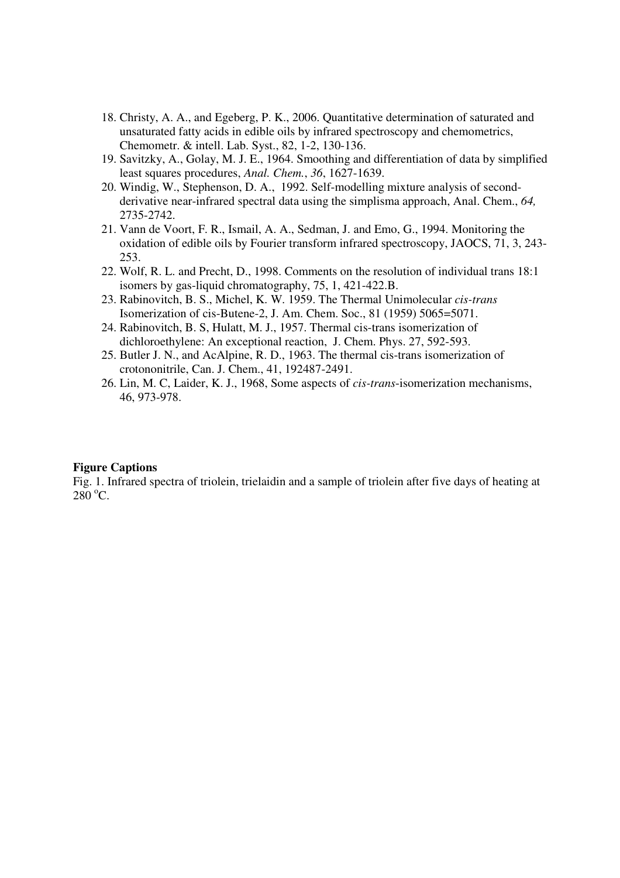18. Christy, A. A., and Egeberg, P. K., 2006. Quantitative determination of saturated and unsaturated fatty acids in edible oils by infrared spectroscopy and chemometrics, Chemometr. & intell. Lab. Syst., 82, 1-2, 130-136.
19. Savitzky, A., Golay, M. J. E., 1964. Smoothing and differentiation of data by simplified least squares procedures, *Anal. Chem.*, *36*, 1627-1639.
20. Windig, W., Stephenson, D. A., 1992. Self-modelling mixture analysis of second-derivative near-infrared spectral data using the simplisma approach, Anal. Chem., *64,* 2735-2742.
21. Vann de Voort, F. R., Ismail, A. A., Sedman, J. and Emo, G., 1994. Monitoring the oxidation of edible oils by Fourier transform infrared spectroscopy, JAOCS, 71, 3, 243-253.
22. Wolf, R. L. and Precht, D., 1998. Comments on the resolution of individual trans 18:1 isomers by gas-liquid chromatography, 75, 1, 421-422.B.
23. Rabinovitch, B. S., Michel, K. W. 1959. The Thermal Unimolecular *cis-trans* Isomerization of cis-Butene-2, J. Am. Chem. Soc., 81 (1959) 5065=5071.
24. Rabinovitch, B. S, Hulatt, M. J., 1957. Thermal cis-trans isomerization of dichloroethylene: An exceptional reaction, J. Chem. Phys. 27, 592-593.
25. Butler J. N., and AcAlpine, R. D., 1963. The thermal cis-trans isomerization of crotononitrile, Can. J. Chem., 41, 192487-2491.
26. Lin, M. C, Laider, K. J., 1968, Some aspects of *cis-trans*-isomerization mechanisms, 46, 973-978.

**Figure Captions**

Fig. 1. Infrared spectra of triolein, trielaidin and a sample of triolein after five days of heating at 280 $^{o}$C.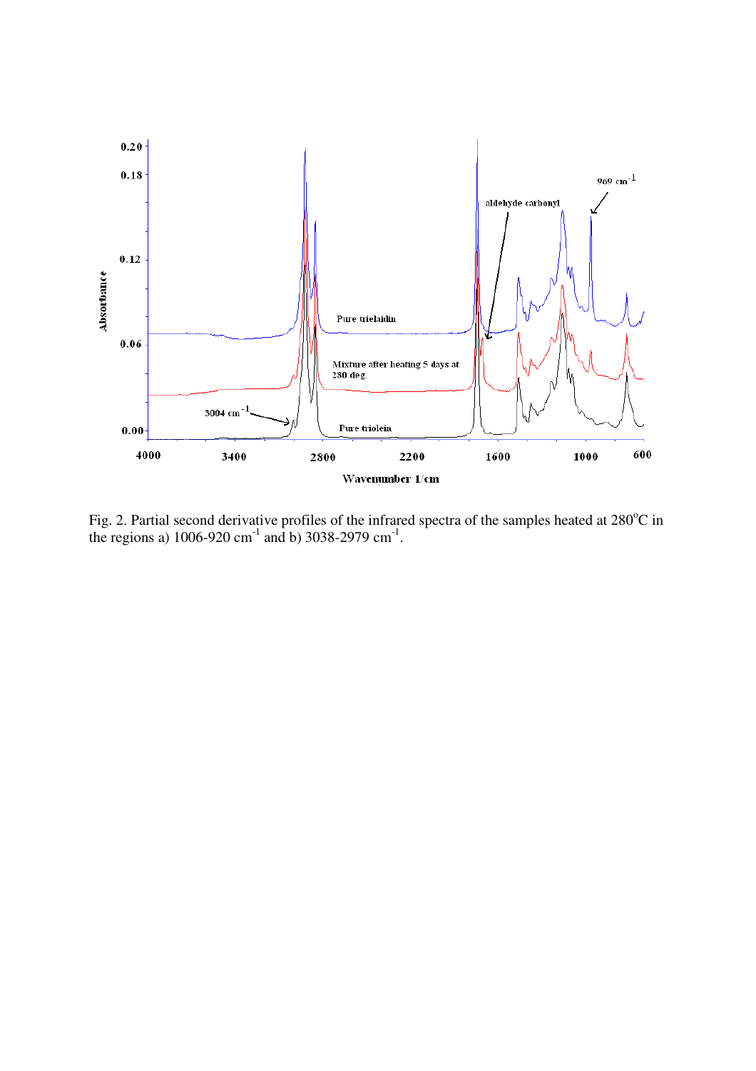Fig. 2. Partial second derivative profiles of the infrared spectra of the samples heated at 280°C in the regions a) 1006-920 $cm^{-1}$ and b) 3038-2979 $cm^{-1}$.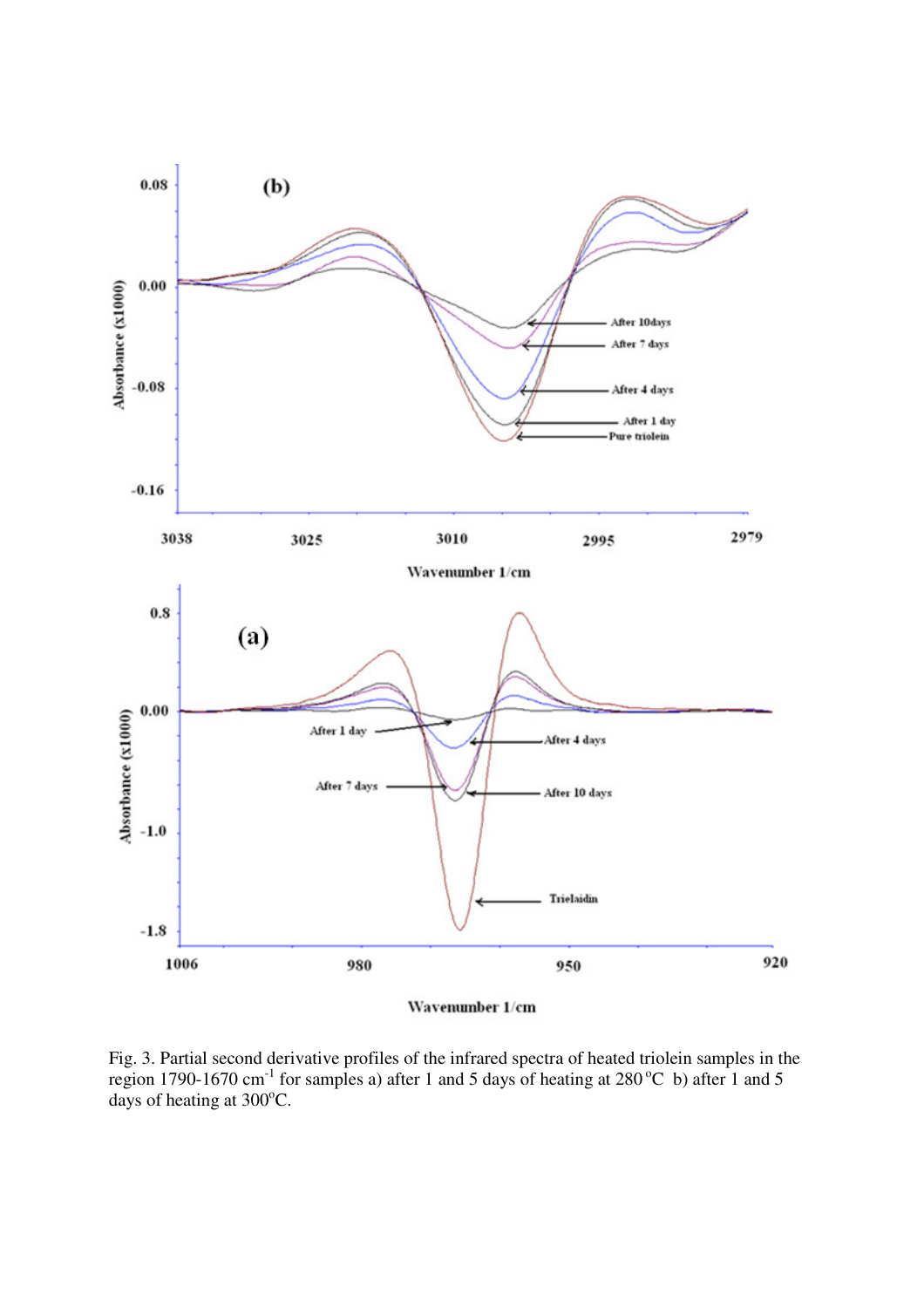Fig. 3. Partial second derivative profiles of the infrared spectra of heated triolein samples in the region 1790-1670 cm$^{-1}$ for samples a) after 1 and 5 days of heating at 280$^{o}$C b) after 1 and 5 days of heating at 300$^{o}$C.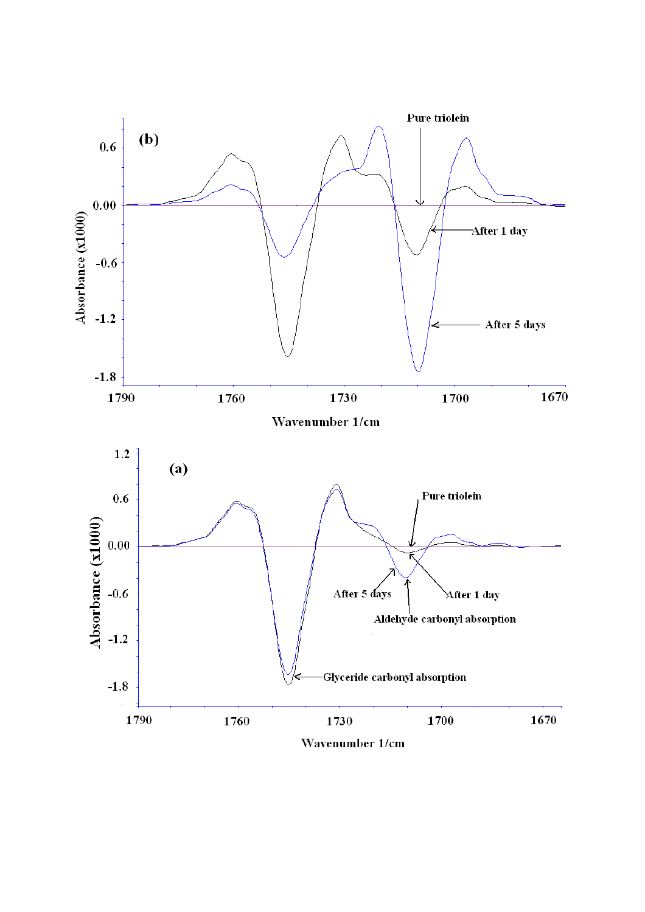(b)

Pure triolein

After 1 day

After 5 days

Absorbance (x1000)

Wavenumber 1/cm

(a)

Pure triolein

After 5 days

After 1 day

Aldehyde carbonyl absorption

Glyceride carbonyl absorption

Absorbance (x1000)

Wavenumber 1/cm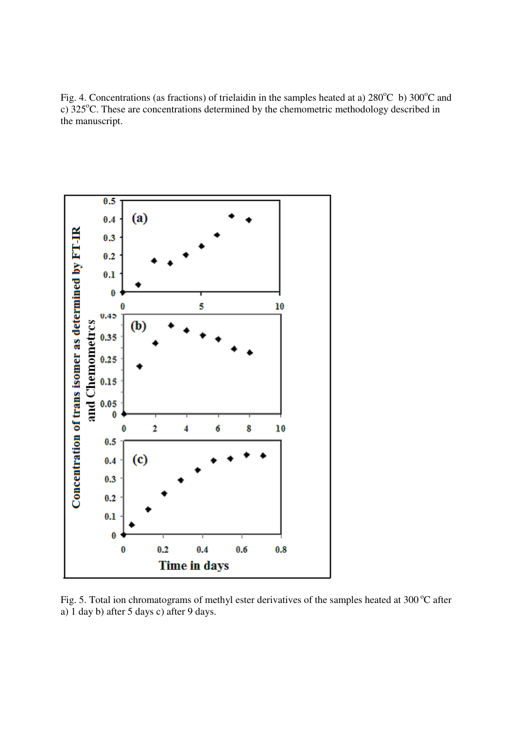Fig. 4. Concentrations (as fractions) of trielaidin in the samples heated at a) 280°C b) 300°C and c) 325°C. These are concentrations determined by the chemometric methodology described in the manuscript.

Fig. 5. Total ion chromatograms of methyl ester derivatives of the samples heated at 300 °C after a) 1 day b) after 5 days c) after 9 days.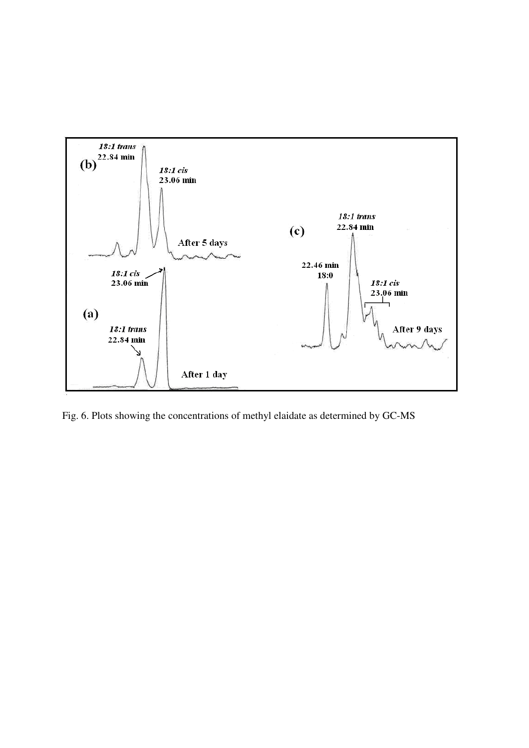Fig. 6. Plots showing the concentrations of methyl elaidate as determined by GC-MS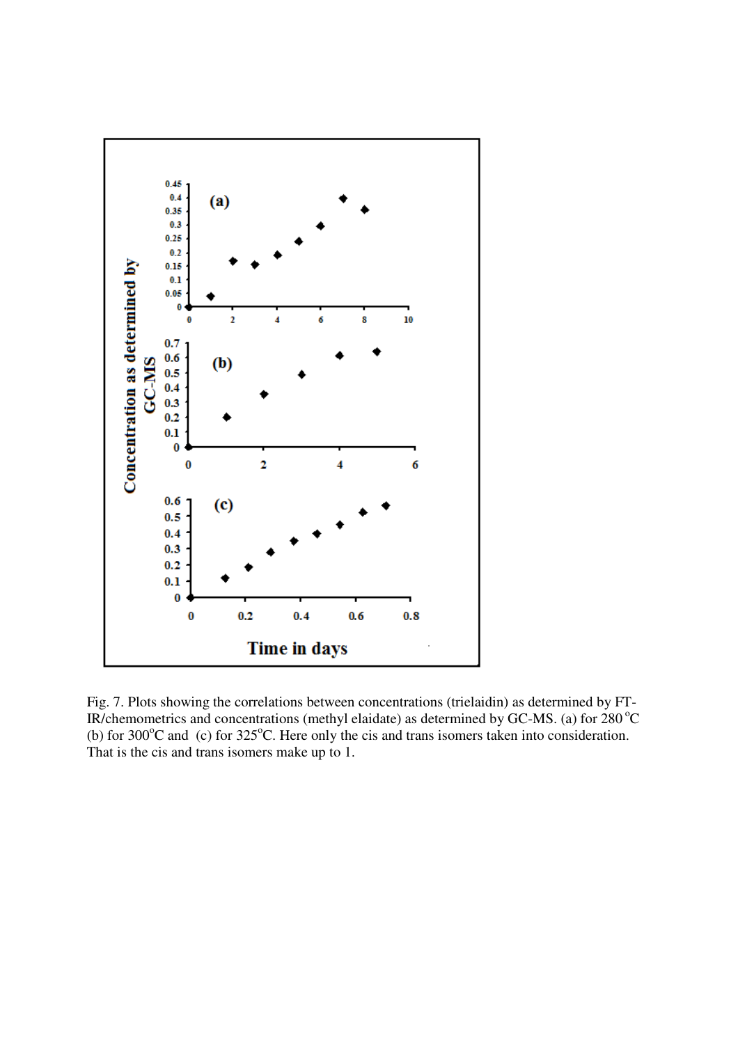Fig. 7. Plots showing the correlations between concentrations (trielaidin) as determined by FT-IR/chemometrics and concentrations (methyl elaidate) as determined by GC-MS. (a) for 280 °C (b) for 300°C and (c) for 325°C. Here only the cis and trans isomers taken into consideration. That is the cis and trans isomers make up to 1.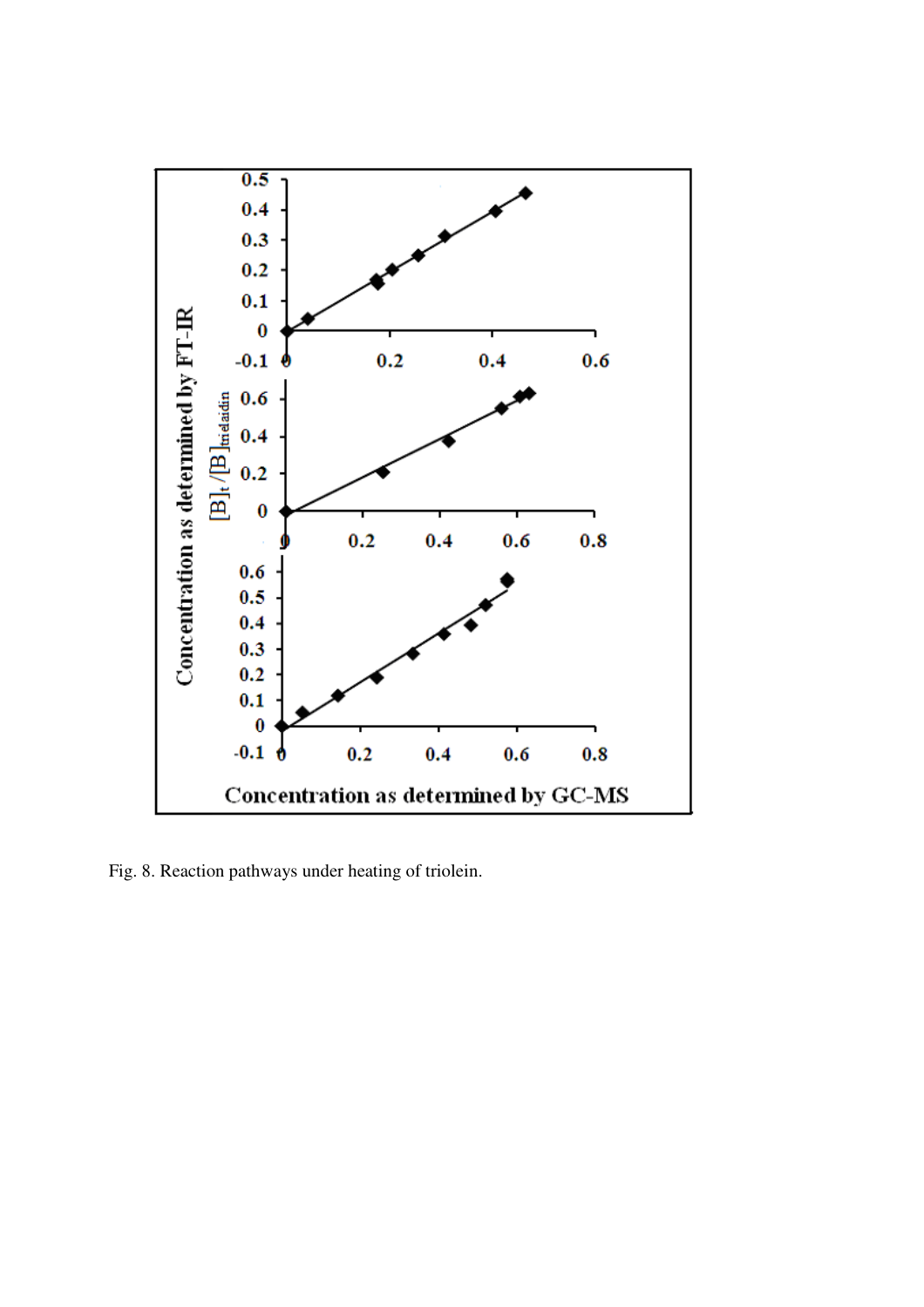Fig. 8. Reaction pathways under heating of triolein.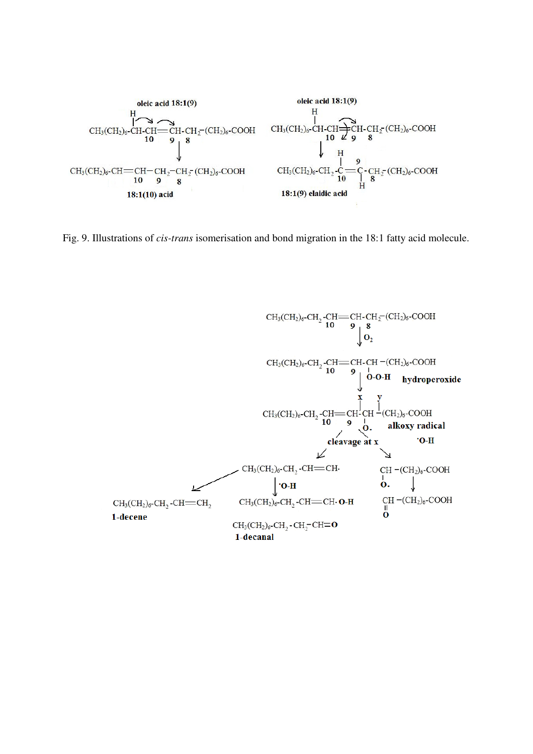oleic acid 18:1(9)

$CH_3(CH_2)_6$-CH-CH=CH-$CH_2$-$(CH_2)_6$-COOH (H on C10; positions 10, 9, 8)

↓

$CH_3(CH_2)_6$-CH=CH-$CH_2$-$CH_2$-$(CH_2)_6$-COOH (positions 10, 9, 8)

**18:1(10) acid**

oleic acid 18:1(9)

$CH_3(CH_2)_6$-CH-CH=CH-$CH_2$-$(CH_2)_6$-COOH (H on C10; positions 10, 9, 8)

↓

$CH_3(CH_2)_6$-$CH_2$-C(H)=C(H)-$CH_2$-$(CH_2)_6$-COOH (positions 10, 9, 8)

**18:1(9) elaidic acid**

Fig. 9. Illustrations of *cis-trans* isomerisation and bond migration in the 18:1 fatty acid molecule.

$CH_3(CH_2)_6$-$CH_2$-CH=CH-$CH_2$-$(CH_2)_6$-COOH (positions 10, 9, 8)

↓ $O_2$

$CH_3(CH_2)_6$-$CH_2$-CH=CH-CH(O-O-H)-$(CH_2)_6$-COOH **hydroperoxide**

↓

$CH_3(CH_2)_6$-$CH_2$-CH=CH-CH(O·)-$(CH_2)_6$-COOH **alkoxy radical** (cleavage sites x, y)

**cleavage at x** ·O-H

$CH_3(CH_2)_6$-$CH_2$-CH=CH· and ·O-CH-$(CH_2)_6$-COOH

$CH_3(CH_2)_6$-$CH_2$-CH=$CH_2$ **1-decene**

↓ ·O-H

$CH_3(CH_2)_6$-$CH_2$-CH=CH-O-H

$CH_3(CH_2)_6$-$CH_2$-$CH_2$-CH=O **1-decanal**

O=CH-$(CH_2)_6$-COOH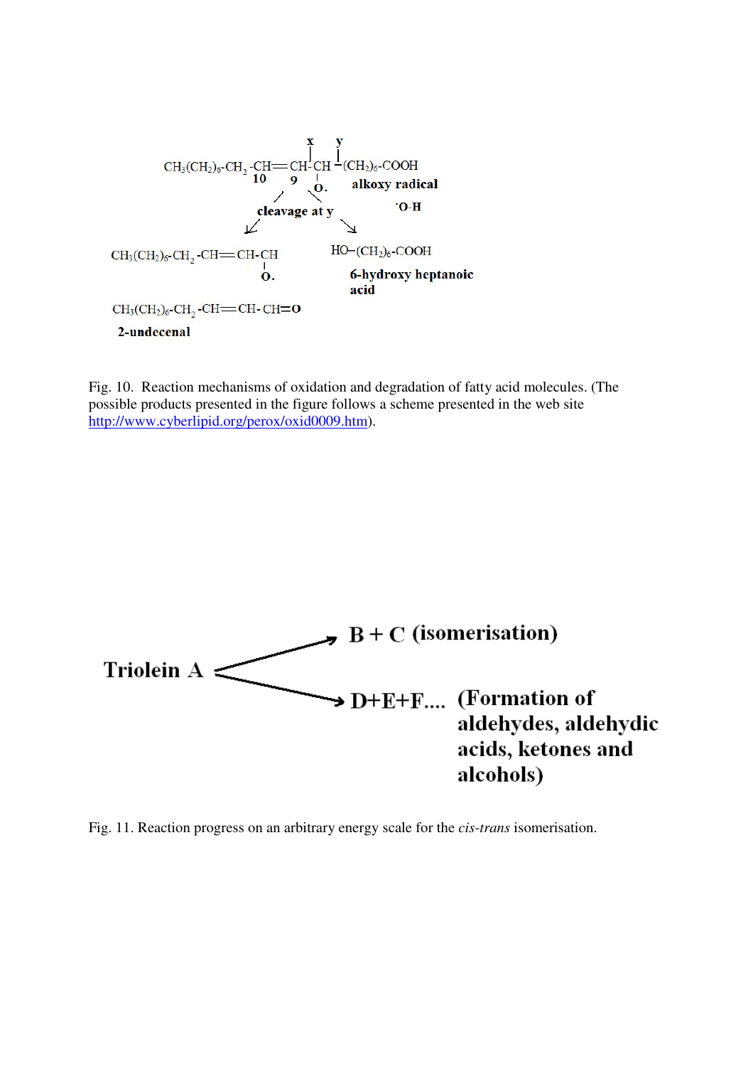CH₃(CH₂)₆-CH₂ -CH═CH-CH -(CH₂)₆-COOH

alkoxy radical

cleavage at y

$CH_3(CH_2)_6$-$CH_2$ -CH═CH-CH(O·)

HO–$(CH_2)_6$-COOH

**6-hydroxy heptanoic acid**

$CH_3(CH_2)_6$-$CH_2$ -CH═CH- CH═O

**2-undecenal**

Fig. 10. Reaction mechanisms of oxidation and degradation of fatty acid molecules. (The possible products presented in the figure follows a scheme presented in the web site http://www.cyberlipid.org/perox/oxid0009.htm).

**Triolein A** → **B + C (isomerisation)**

**Triolein A** → **D+E+F.... (Formation of aldehydes, aldehydic acids, ketones and alcohols)**

Fig. 11. Reaction progress on an arbitrary energy scale for the *cis-trans* isomerisation.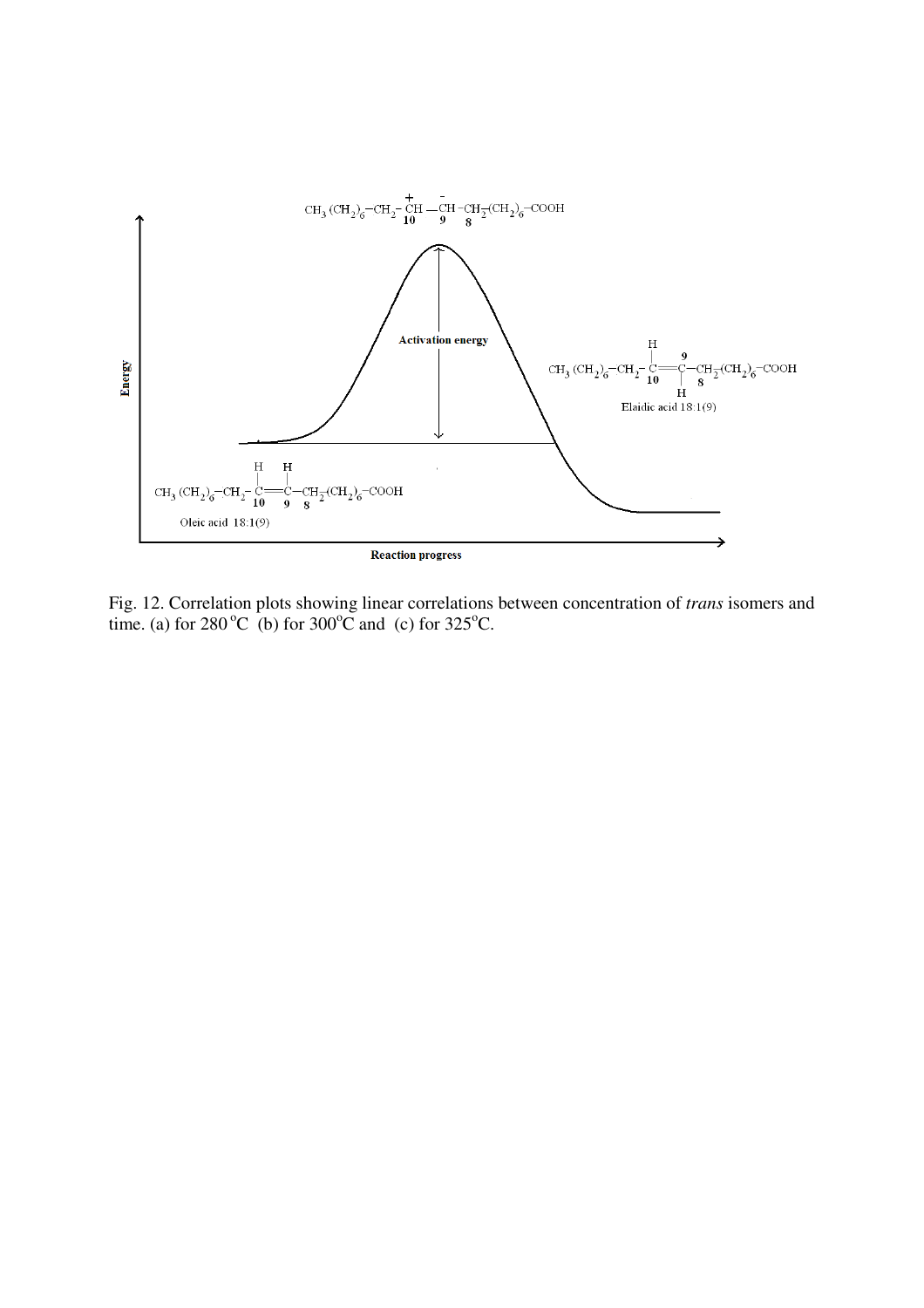Fig. 12. Correlation plots showing linear correlations between concentration of *trans* isomers and time. (a) for 280 °C (b) for 300°C and (c) for 325°C.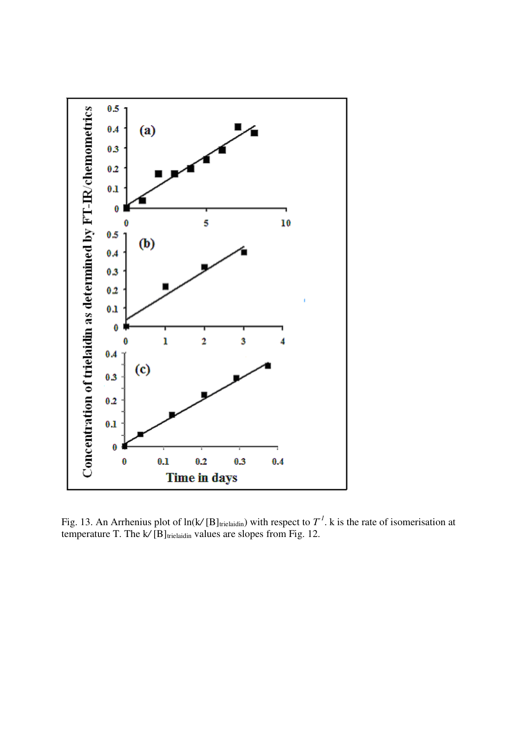Fig. 13. An Arrhenius plot of $\ln(k/[B]_{trielaidin})$ with respect to $T^{-1}$. k is the rate of isomerisation at temperature T. The $k/[B]_{trielaidin}$ values are slopes from Fig. 12.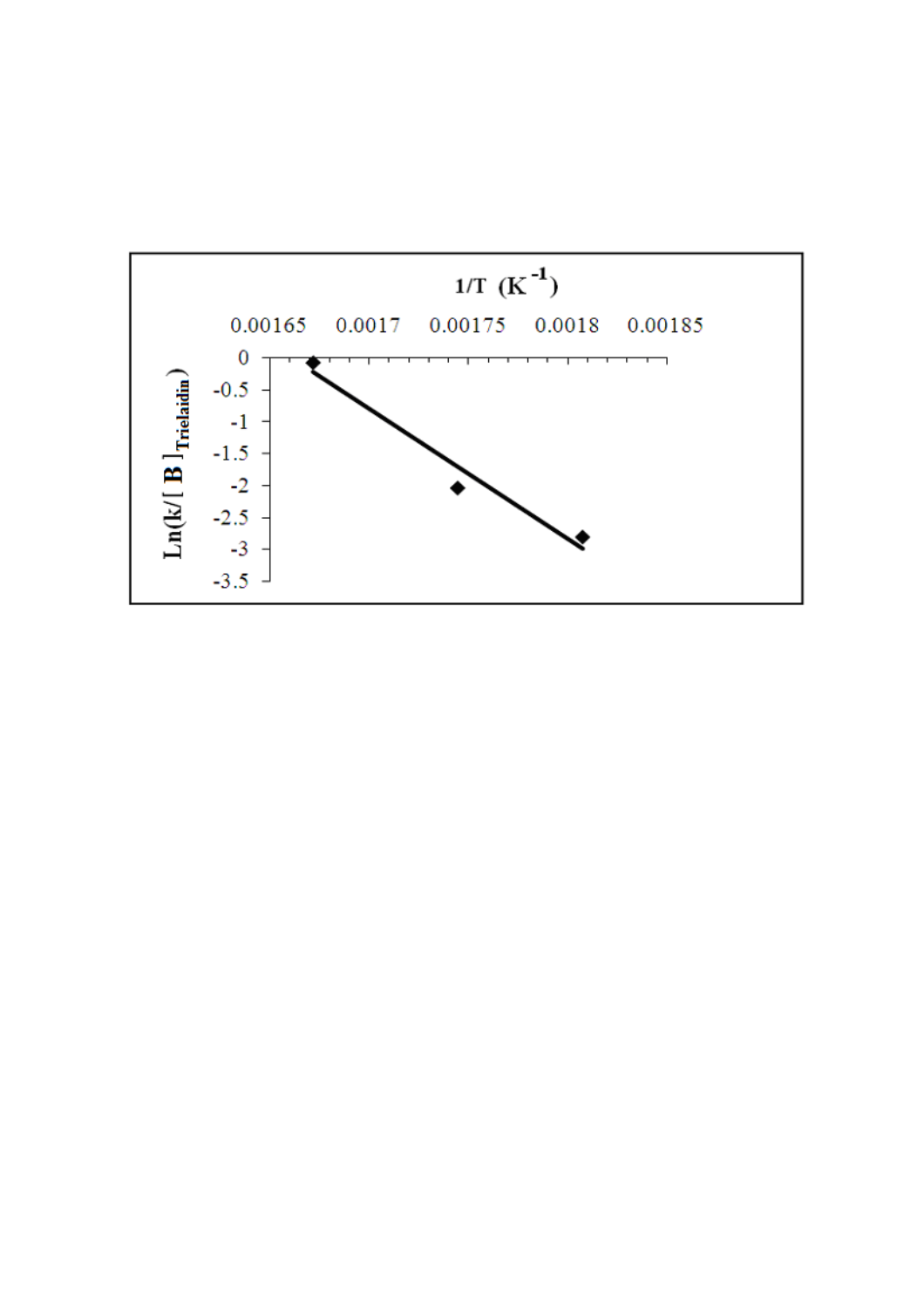1/T (K$^{-1}$)

0.00165 0.0017 0.00175 0.0018 0.00185

0
-0.5
-1
-1.5
-2
-2.5
-3
-3.5

Ln(k/[ B ]$_{Trielaidin}$)